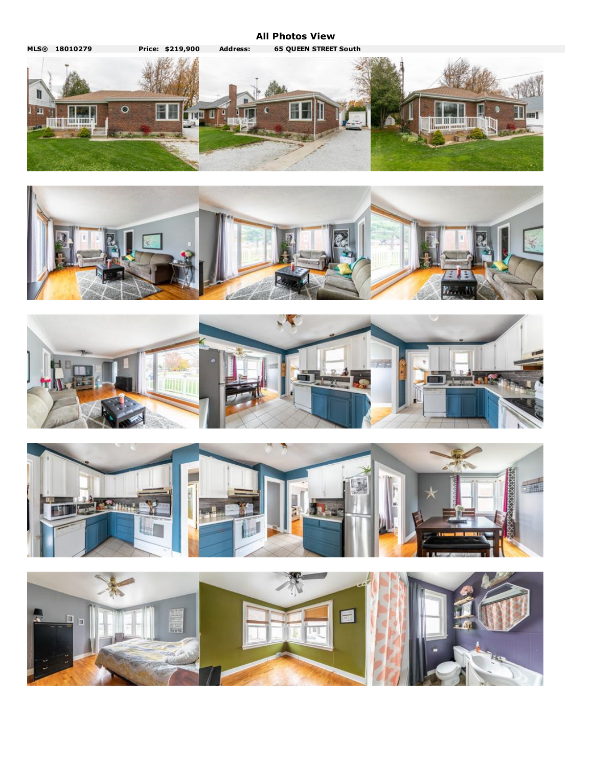# All Photos View

**MLS®** **18010279** **Price: $219,900** **Address:** **65 QUEEN STREET South**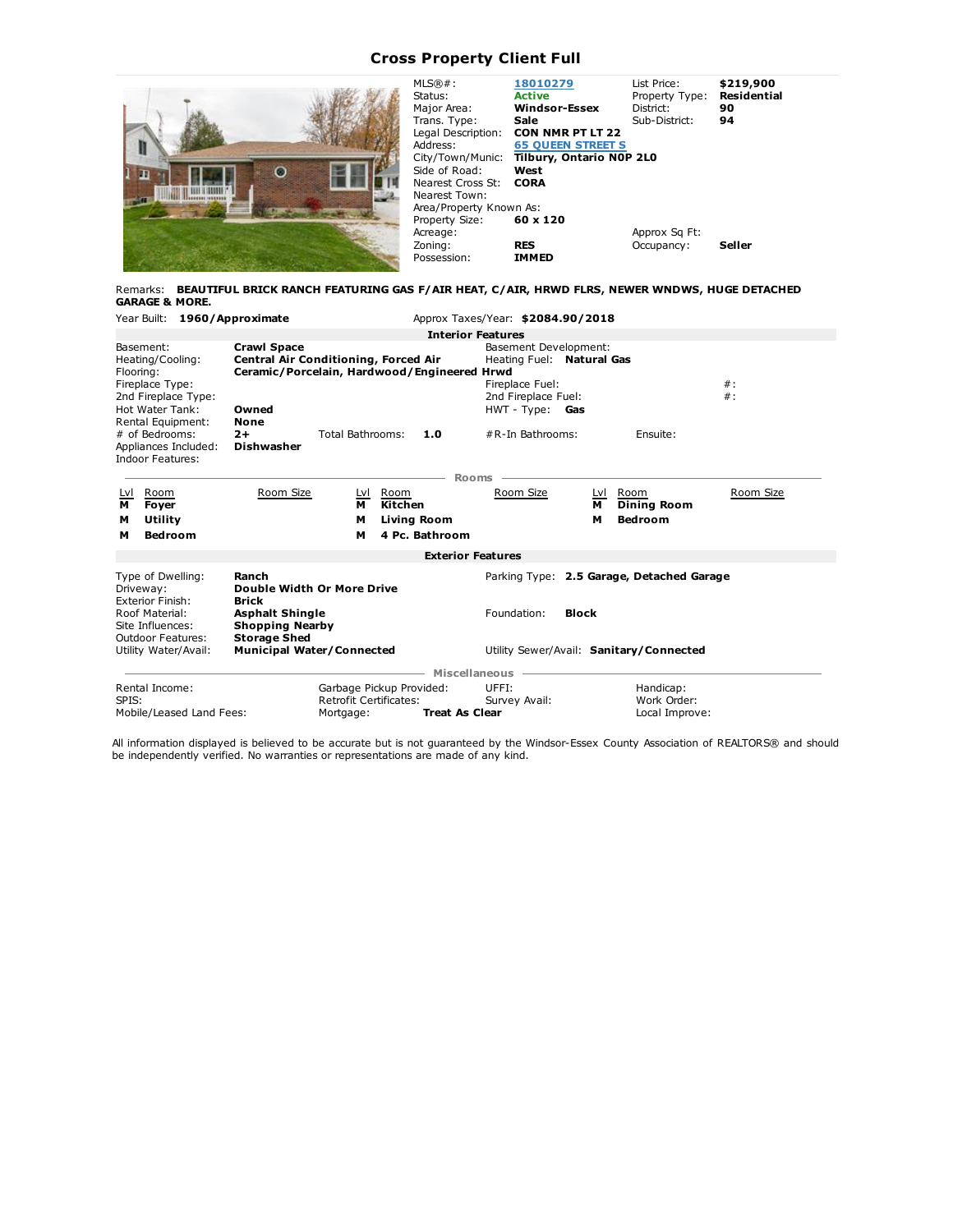# Cross Property Client Full

| | | | |
|---|---|---|---|
| MLS®#: | 18010279 | List Price: | $219,900 |
| Status: | Active | Property Type: | Residential |
| Major Area: | Windsor-Essex | District: | 90 |
| Trans. Type: | Sale | Sub-District: | 94 |
| Legal Description: | CON NMR PT LT 22 | | |
| Address: | 65 QUEEN STREET S | | |
| City/Town/Munic: | Tilbury, Ontario N0P 2L0 | | |
| Side of Road: | West | | |
| Nearest Cross St: | CORA | | |
| Nearest Town: | | | |
| Area/Property Known As: | | | |
| Property Size: | 60 x 120 | | |
| Acreage: | | Approx Sq Ft: | |
| Zoning: | RES | Occupancy: | Seller |
| Possession: | IMMED | | |

Remarks: **BEAUTIFUL BRICK RANCH FEATURING GAS F/AIR HEAT, C/AIR, HRWD FLRS, NEWER WNDWS, HUGE DETACHED GARAGE & MORE.**

Year Built: **1960/Approximate** Approx Taxes/Year: **$2084.90/2018**

## Interior Features

| | | | | | |
|---|---|---|---|---|---|
| Basement: | Crawl Space | Basement Development: | | | |
| Heating/Cooling: | Central Air Conditioning, Forced Air | Heating Fuel: | Natural Gas | | |
| Flooring: | Ceramic/Porcelain, Hardwood/Engineered Hrwd | | | | |
| Fireplace Type: | | Fireplace Fuel: | | #: | |
| 2nd Fireplace Type: | | 2nd Fireplace Fuel: | | #: | |
| Hot Water Tank: | Owned | HWT - Type: | Gas | | |
| Rental Equipment: | None | | | | |
| # of Bedrooms: | 2+ | Total Bathrooms: | 1.0 | #R-In Bathrooms: | Ensuite: |
| Appliances Included: | Dishwasher | | | | |
| Indoor Features: | | | | | |

## Rooms

| Lvl | Room | Room Size | Lvl | Room | Room Size | Lvl | Room | Room Size |
|---|---|---|---|---|---|---|---|---|
| M | Foyer | | M | Kitchen | | M | Dining Room | |
| M | Utility | | M | Living Room | | M | Bedroom | |
| M | Bedroom | | M | 4 Pc. Bathroom | | | | |

## Exterior Features

| | | | |
|---|---|---|---|
| Type of Dwelling: | Ranch | Parking Type: | 2.5 Garage, Detached Garage |
| Driveway: | Double Width Or More Drive | | |
| Exterior Finish: | Brick | | |
| Roof Material: | Asphalt Shingle | Foundation: | Block |
| Site Influences: | Shopping Nearby | | |
| Outdoor Features: | Storage Shed | | |
| Utility Water/Avail: | Municipal Water/Connected | Utility Sewer/Avail: | Sanitary/Connected |

## Miscellaneous

| | | | |
|---|---|---|---|
| Rental Income: | Garbage Pickup Provided: | UFFI: | Handicap: |
| SPIS: | Retrofit Certificates: | Survey Avail: | Work Order: |
| Mobile/Leased Land Fees: | Mortgage: **Treat As Clear** | | Local Improve: |

All information displayed is believed to be accurate but is not guaranteed by the Windsor-Essex County Association of REALTORS® and should be independently verified. No warranties or representations are made of any kind.